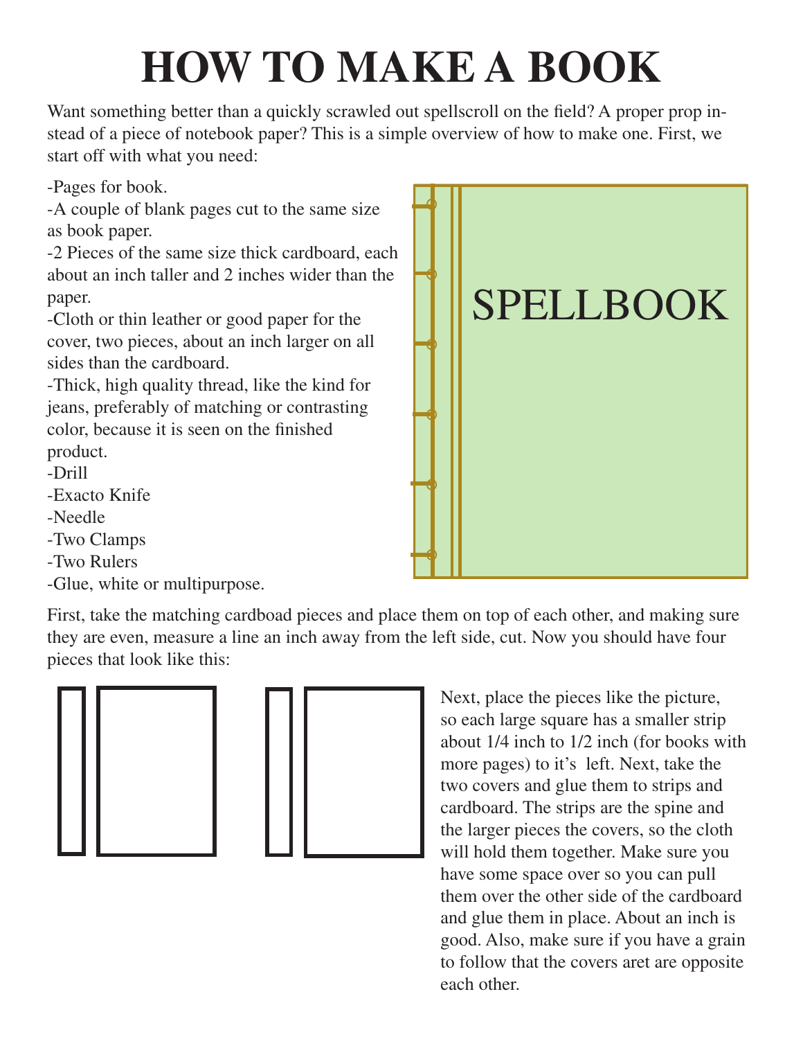# HOW TO MAKE A BOOK

Want something better than a quickly scrawled out spellscroll on the field? A proper prop instead of a piece of notebook paper? This is a simple overview of how to make one. First, we start off with what you need:

-Pages for book.
-A couple of blank pages cut to the same size as book paper.
-2 Pieces of the same size thick cardboard, each about an inch taller and 2 inches wider than the paper.
-Cloth or thin leather or good paper for the cover, two pieces, about an inch larger on all sides than the cardboard.
-Thick, high quality thread, like the kind for jeans, preferably of matching or contrasting color, because it is seen on the finished product.
-Drill
-Exacto Knife
-Needle
-Two Clamps
-Two Rulers
-Glue, white or multipurpose.

SPELLBOOK

First, take the matching cardboad pieces and place them on top of each other, and making sure they are even, measure a line an inch away from the left side, cut. Now you should have four pieces that look like this:

Next, place the pieces like the picture, so each large square has a smaller strip about 1/4 inch to 1/2 inch (for books with more pages) to it's left. Next, take the two covers and glue them to strips and cardboard. The strips are the spine and the larger pieces the covers, so the cloth will hold them together. Make sure you have some space over so you can pull them over the other side of the cardboard and glue them in place. About an inch is good. Also, make sure if you have a grain to follow that the covers aret are opposite each other.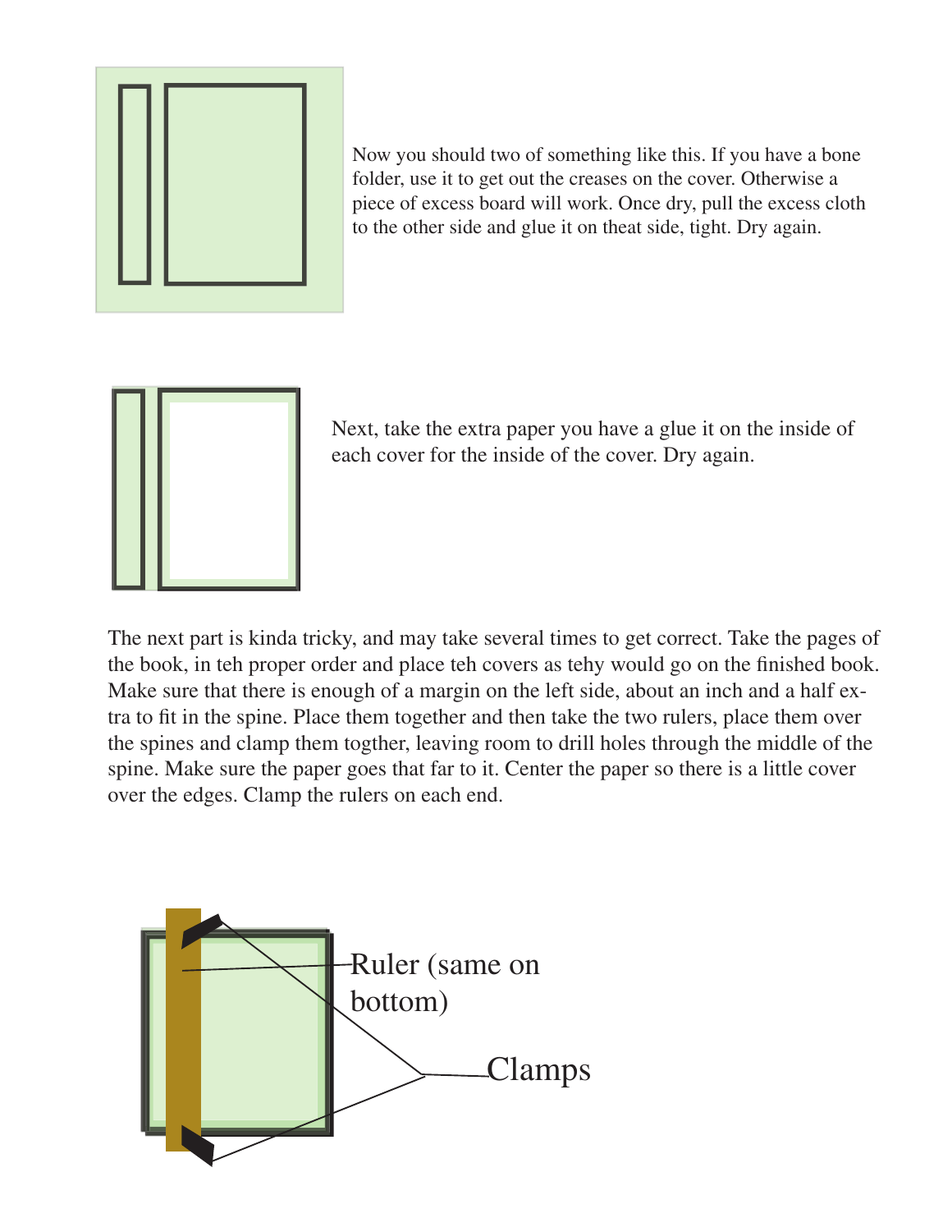Now you should two of something like this. If you have a bone folder, use it to get out the creases on the cover. Otherwise a piece of excess board will work. Once dry, pull the excess cloth to the other side and glue it on theat side, tight. Dry again.

Next, take the extra paper you have a glue it on the inside of each cover for the inside of the cover. Dry again.

The next part is kinda tricky, and may take several times to get correct. Take the pages of the book, in teh proper order and place teh covers as tehy would go on the finished book. Make sure that there is enough of a margin on the left side, about an inch and a half extra to fit in the spine. Place them together and then take the two rulers, place them over the spines and clamp them togther, leaving room to drill holes through the middle of the spine. Make sure the paper goes that far to it. Center the paper so there is a little cover over the edges. Clamp the rulers on each end.

Ruler (same on bottom)

Clamps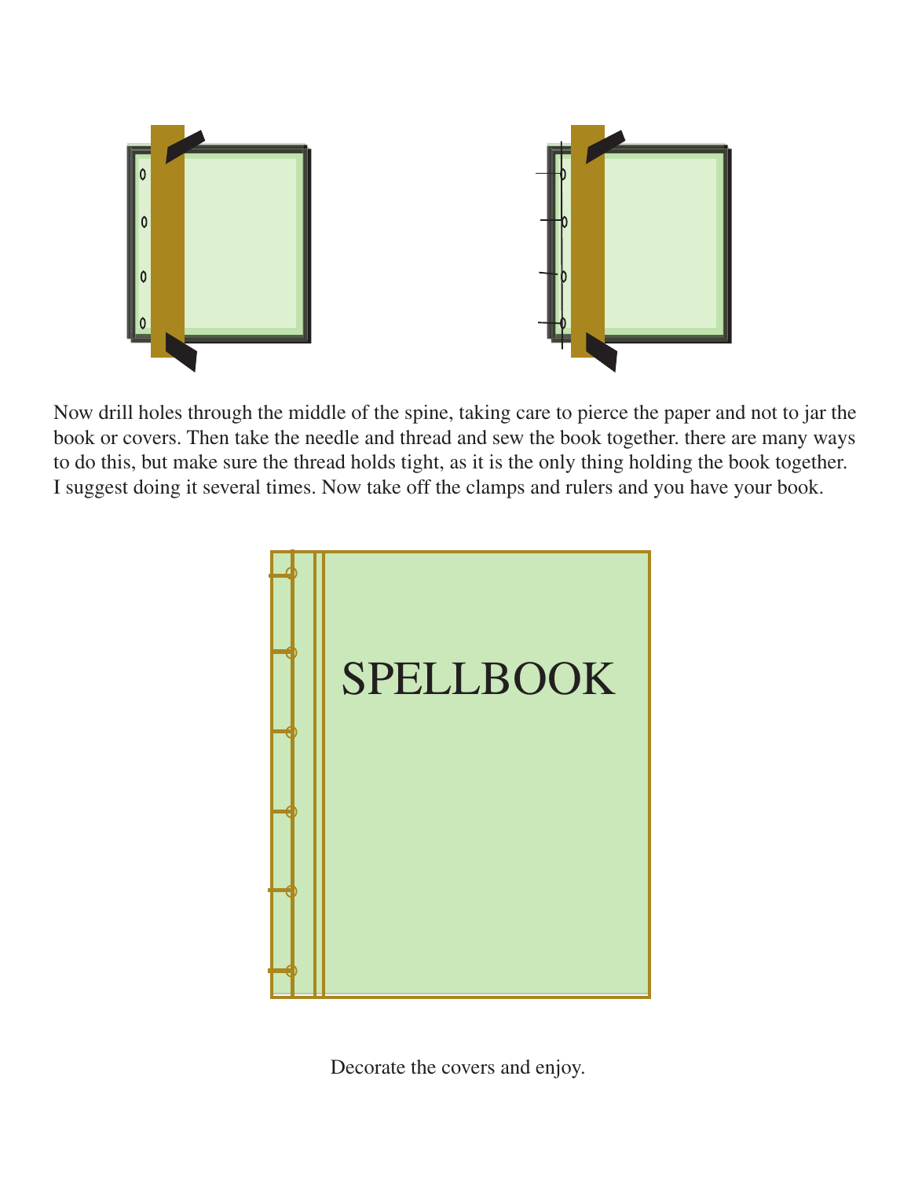Now drill holes through the middle of the spine, taking care to pierce the paper and not to jar the book or covers. Then take the needle and thread and sew the book together. there are many ways to do this, but make sure the thread holds tight, as it is the only thing holding the book together. I suggest doing it several times. Now take off the clamps and rulers and you have your book.

SPELLBOOK

Decorate the covers and enjoy.